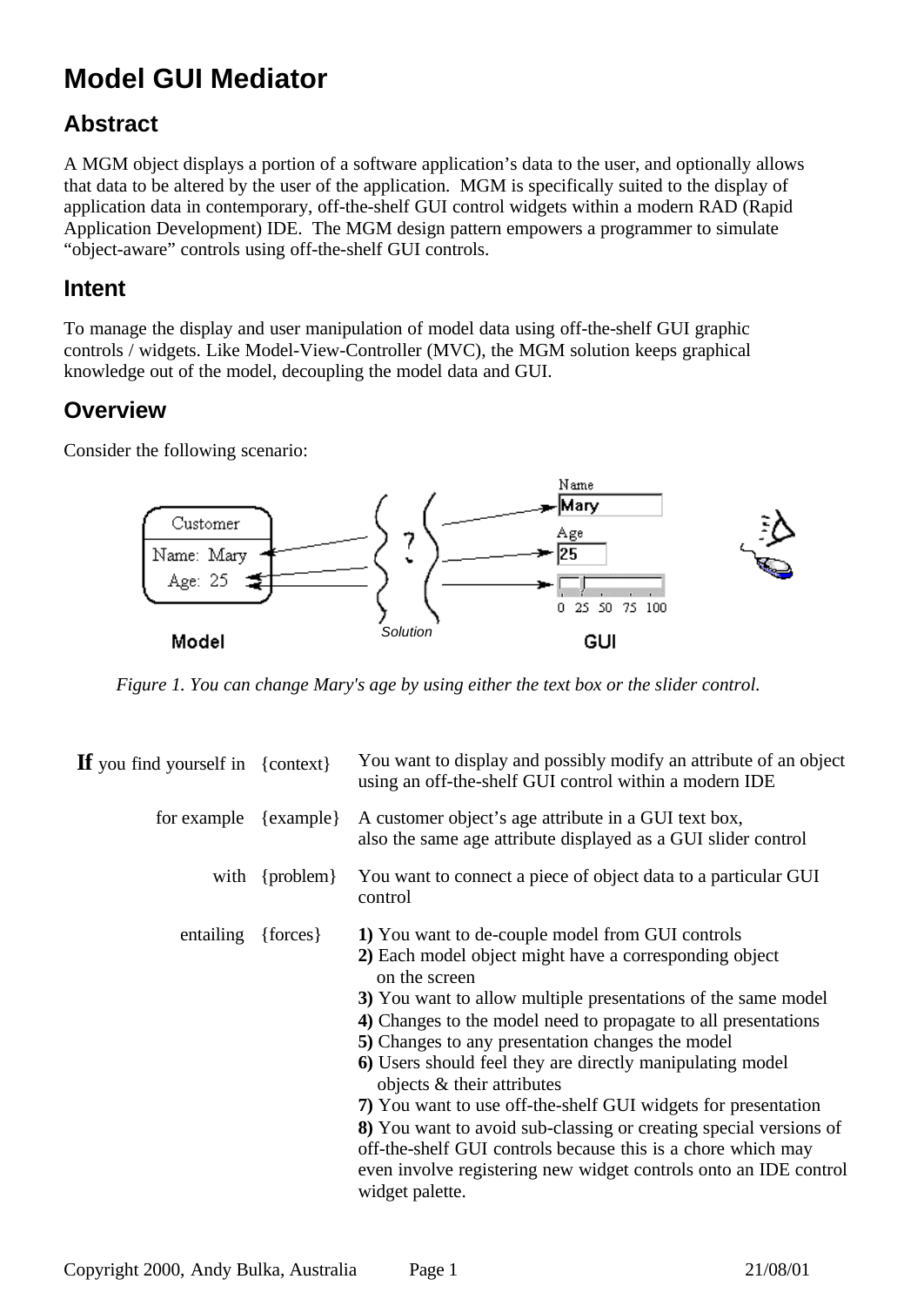# Model GUI Mediator

## Abstract

A MGM object displays a portion of a software application's data to the user, and optionally allows that data to be altered by the user of the application. MGM is specifically suited to the display of application data in contemporary, off-the-shelf GUI control widgets within a modern RAD (Rapid Application Development) IDE. The MGM design pattern empowers a programmer to simulate "object-aware" controls using off-the-shelf GUI controls.

## Intent

To manage the display and user manipulation of model data using off-the-shelf GUI graphic controls / widgets. Like Model-View-Controller (MVC), the MGM solution keeps graphical knowledge out of the model, decoupling the model data and GUI.

## Overview

Consider the following scenario:

*Figure 1. You can change Mary's age by using either the text box or the slider control.*

| | | |
|---|---|---|
| **If** you find yourself in | {context} | You want to display and possibly modify an attribute of an object using an off-the-shelf GUI control within a modern IDE |
| for example | {example} | A customer object's age attribute in a GUI text box, also the same age attribute displayed as a GUI slider control |
| with | {problem} | You want to connect a piece of object data to a particular GUI control |
| entailing | {forces} | **1)** You want to de-couple model from GUI controls<br>**2)** Each model object might have a corresponding object on the screen<br>**3)** You want to allow multiple presentations of the same model<br>**4)** Changes to the model need to propagate to all presentations<br>**5)** Changes to any presentation changes the model<br>**6)** Users should feel they are directly manipulating model objects & their attributes<br>**7)** You want to use off-the-shelf GUI widgets for presentation<br>**8)** You want to avoid sub-classing or creating special versions of off-the-shelf GUI controls because this is a chore which may even involve registering new widget controls onto an IDE control widget palette. |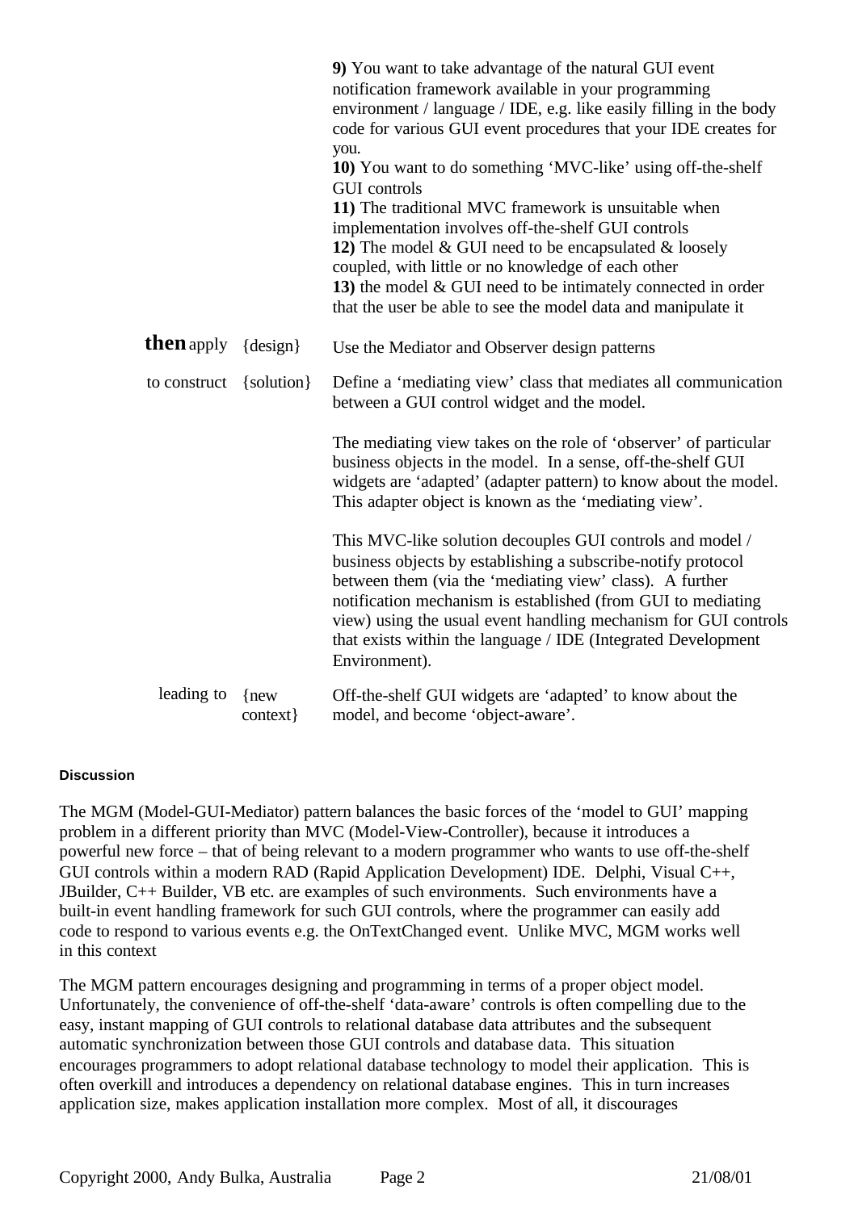**9)** You want to take advantage of the natural GUI event notification framework available in your programming environment / language / IDE, e.g. like easily filling in the body code for various GUI event procedures that your IDE creates for you.
**10)** You want to do something 'MVC-like' using off-the-shelf GUI controls
**11)** The traditional MVC framework is unsuitable when implementation involves off-the-shelf GUI controls
**12)** The model & GUI need to be encapsulated & loosely coupled, with little or no knowledge of each other
**13)** the model & GUI need to be intimately connected in order that the user be able to see the model data and manipulate it

| | | |
|---|---|---|
| **then** apply | {design} | Use the Mediator and Observer design patterns |
| to construct | {solution} | Define a 'mediating view' class that mediates all communication between a GUI control widget and the model.<br><br>The mediating view takes on the role of 'observer' of particular business objects in the model. In a sense, off-the-shelf GUI widgets are 'adapted' (adapter pattern) to know about the model. This adapter object is known as the 'mediating view'.<br><br>This MVC-like solution decouples GUI controls and model / business objects by establishing a subscribe-notify protocol between them (via the 'mediating view' class). A further notification mechanism is established (from GUI to mediating view) using the usual event handling mechanism for GUI controls that exists within the language / IDE (Integrated Development Environment). |
| leading to | {new context} | Off-the-shelf GUI widgets are 'adapted' to know about the model, and become 'object-aware'. |

#### Discussion

The MGM (Model-GUI-Mediator) pattern balances the basic forces of the 'model to GUI' mapping problem in a different priority than MVC (Model-View-Controller), because it introduces a powerful new force – that of being relevant to a modern programmer who wants to use off-the-shelf GUI controls within a modern RAD (Rapid Application Development) IDE. Delphi, Visual C++, JBuilder, C++ Builder, VB etc. are examples of such environments. Such environments have a built-in event handling framework for such GUI controls, where the programmer can easily add code to respond to various events e.g. the OnTextChanged event. Unlike MVC, MGM works well in this context

The MGM pattern encourages designing and programming in terms of a proper object model. Unfortunately, the convenience of off-the-shelf 'data-aware' controls is often compelling due to the easy, instant mapping of GUI controls to relational database data attributes and the subsequent automatic synchronization between those GUI controls and database data. This situation encourages programmers to adopt relational database technology to model their application. This is often overkill and introduces a dependency on relational database engines. This in turn increases application size, makes application installation more complex. Most of all, it discourages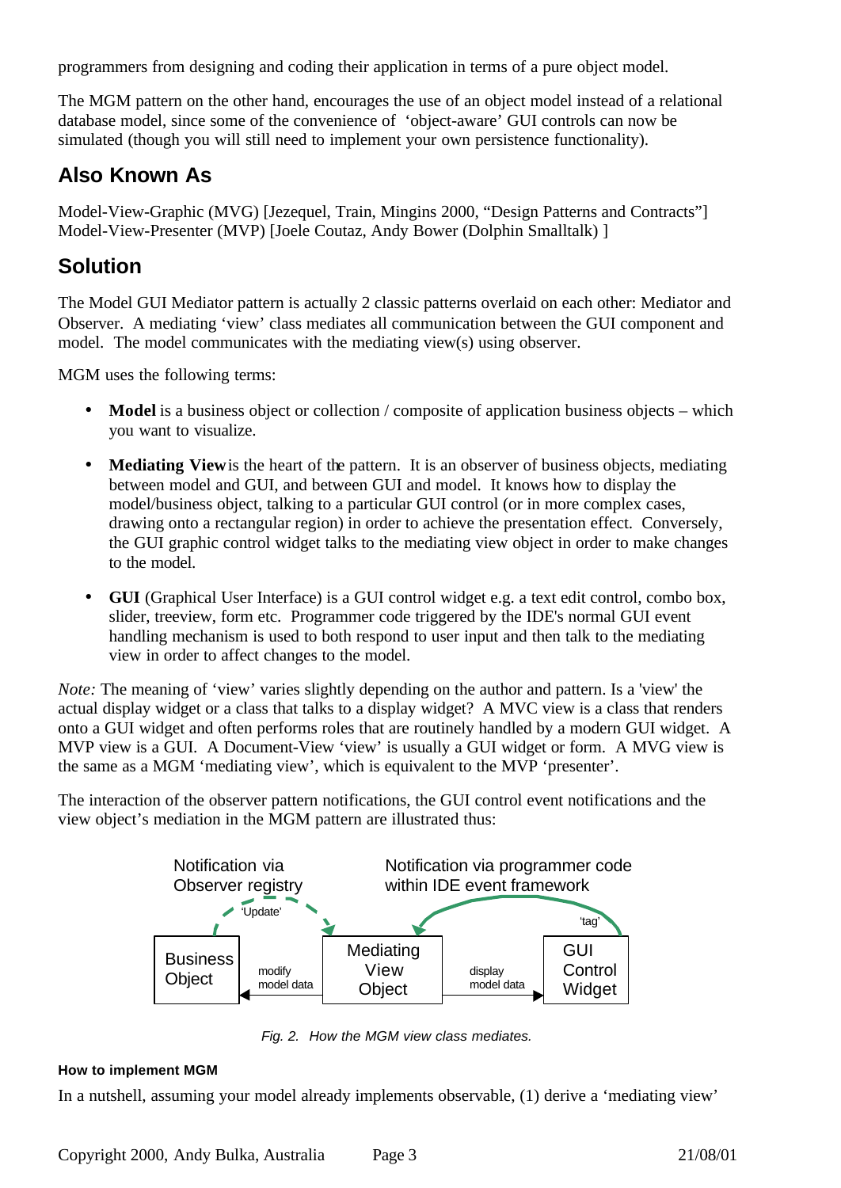programmers from designing and coding their application in terms of a pure object model.

The MGM pattern on the other hand, encourages the use of an object model instead of a relational database model, since some of the convenience of 'object-aware' GUI controls can now be simulated (though you will still need to implement your own persistence functionality).

## Also Known As

Model-View-Graphic (MVG) [Jezequel, Train, Mingins 2000, "Design Patterns and Contracts"]
Model-View-Presenter (MVP) [Joele Coutaz, Andy Bower (Dolphin Smalltalk) ]

## Solution

The Model GUI Mediator pattern is actually 2 classic patterns overlaid on each other: Mediator and Observer. A mediating 'view' class mediates all communication between the GUI component and model. The model communicates with the mediating view(s) using observer.

MGM uses the following terms:

- **Model** is a business object or collection / composite of application business objects – which you want to visualize.
- **Mediating View** is the heart of the pattern. It is an observer of business objects, mediating between model and GUI, and between GUI and model. It knows how to display the model/business object, talking to a particular GUI control (or in more complex cases, drawing onto a rectangular region) in order to achieve the presentation effect. Conversely, the GUI graphic control widget talks to the mediating view object in order to make changes to the model.
- **GUI** (Graphical User Interface) is a GUI control widget e.g. a text edit control, combo box, slider, treeview, form etc. Programmer code triggered by the IDE's normal GUI event handling mechanism is used to both respond to user input and then talk to the mediating view in order to affect changes to the model.

*Note:* The meaning of 'view' varies slightly depending on the author and pattern. Is a 'view' the actual display widget or a class that talks to a display widget? A MVC view is a class that renders onto a GUI widget and often performs roles that are routinely handled by a modern GUI widget. A MVP view is a GUI. A Document-View 'view' is usually a GUI widget or form. A MVG view is the same as a MGM 'mediating view', which is equivalent to the MVP 'presenter'.

The interaction of the observer pattern notifications, the GUI control event notifications and the view object's mediation in the MGM pattern are illustrated thus:

Notification via Observer registry — 'Update'
Notification via programmer code within IDE event framework — 'tag'
Business Object ← modify model data — Mediating View Object — display model data → GUI Control Widget

*Fig. 2. How the MGM view class mediates.*

#### How to implement MGM

In a nutshell, assuming your model already implements observable, (1) derive a 'mediating view'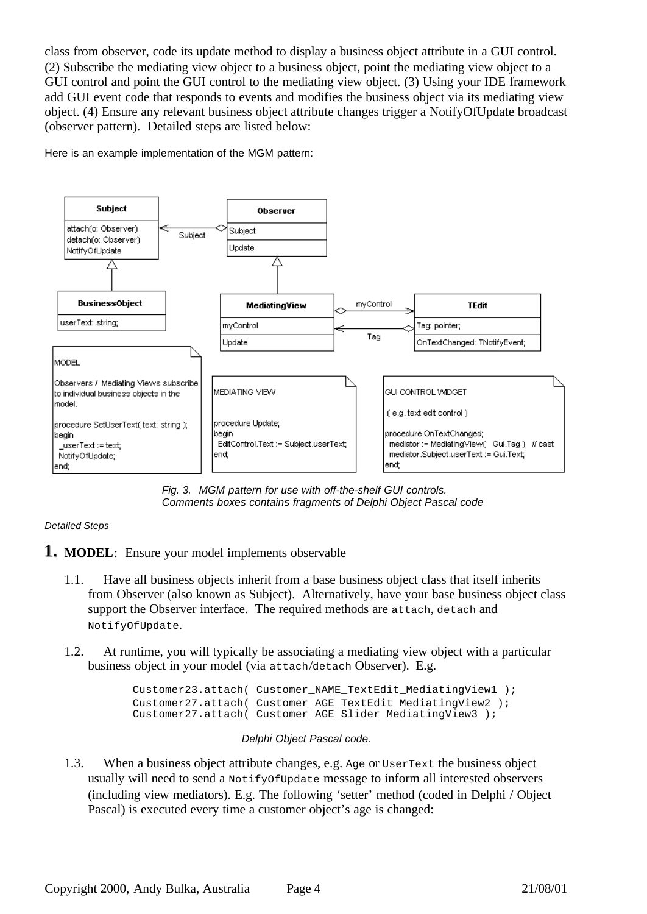class from observer, code its update method to display a business object attribute in a GUI control. (2) Subscribe the mediating view object to a business object, point the mediating view object to a GUI control and point the GUI control to the mediating view object. (3) Using your IDE framework add GUI event code that responds to events and modifies the business object via its mediating view object. (4) Ensure any relevant business object attribute changes trigger a NotifyOfUpdate broadcast (observer pattern). Detailed steps are listed below:

Here is an example implementation of the MGM pattern:

*Fig. 3. MGM pattern for use with off-the-shelf GUI controls.*
*Comments boxes contains fragments of Delphi Object Pascal code*

*Detailed Steps*

**1. MODEL**: Ensure your model implements observable

1.1. Have all business objects inherit from a base business object class that itself inherits from Observer (also known as Subject). Alternatively, have your base business object class support the Observer interface. The required methods are `attach`, `detach` and `NotifyOfUpdate`.

1.2. At runtime, you will typically be associating a mediating view object with a particular business object in your model (via `attach`/`detach` Observer). E.g.

```
Customer23.attach( Customer_NAME_TextEdit_MediatingView1 );
Customer27.attach( Customer_AGE_TextEdit_MediatingView2 );
Customer27.attach( Customer_AGE_Slider_MediatingView3 );
```

*Delphi Object Pascal code.*

1.3. When a business object attribute changes, e.g. `Age` or `UserText` the business object usually will need to send a `NotifyOfUpdate` message to inform all interested observers (including view mediators). E.g. The following 'setter' method (coded in Delphi / Object Pascal) is executed every time a customer object's age is changed: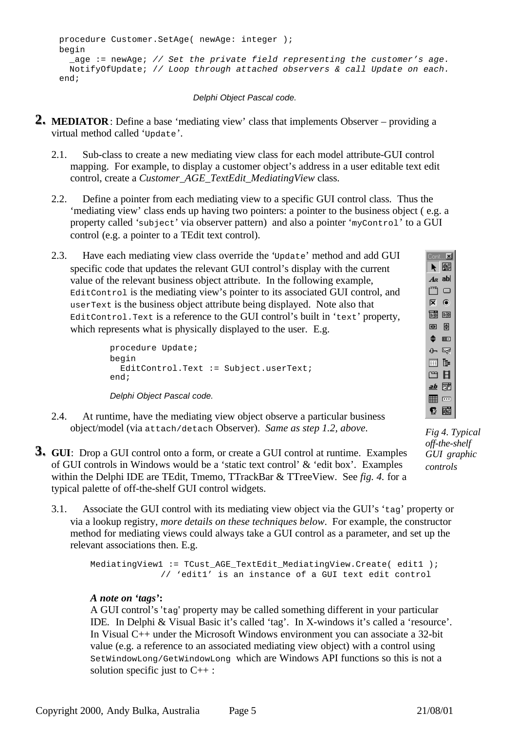```
procedure Customer.SetAge( newAge: integer );
begin
  _age := newAge; // Set the private field representing the customer's age.
  NotifyOfUpdate; // Loop through attached observers & call Update on each.
end;
```

*Delphi Object Pascal code.*

**2. MEDIATOR**: Define a base 'mediating view' class that implements Observer – providing a virtual method called 'Update'.

2.1. Sub-class to create a new mediating view class for each model attribute-GUI control mapping. For example, to display a customer object's address in a user editable text edit control, create a *Customer_AGE_TextEdit_MediatingView* class.

2.2. Define a pointer from each mediating view to a specific GUI control class. Thus the 'mediating view' class ends up having two pointers: a pointer to the business object ( e.g. a property called 'subject' via observer pattern) and also a pointer 'myControl' to a GUI control (e.g. a pointer to a TEdit text control).

2.3. Have each mediating view class override the 'Update' method and add GUI specific code that updates the relevant GUI control's display with the current value of the relevant business object attribute. In the following example, EditControl is the mediating view's pointer to its associated GUI control, and userText is the business object attribute being displayed. Note also that EditControl.Text is a reference to the GUI control's built in 'text' property, which represents what is physically displayed to the user. E.g.

```
procedure Update;
begin
  EditControl.Text := Subject.userText;
end;
```

*Delphi Object Pascal code.*

2.4. At runtime, have the mediating view object observe a particular business object/model (via attach/detach Observer). *Same as step 1.2, above.*

*Fig 4. Typical off-the-shelf GUI graphic controls*

**3. GUI**: Drop a GUI control onto a form, or create a GUI control at runtime. Examples of GUI controls in Windows would be a 'static text control' & 'edit box'. Examples within the Delphi IDE are TEdit, Tmemo, TTrackBar & TTreeView. See *fig. 4.* for a typical palette of off-the-shelf GUI control widgets.

3.1. Associate the GUI control with its mediating view object via the GUI's 'tag' property or via a lookup registry, *more details on these techniques below*. For example, the constructor method for mediating views could always take a GUI control as a parameter, and set up the relevant associations then. E.g.

```
MediatingView1 := TCust_AGE_TextEdit_MediatingView.Create( edit1 );
              // 'edit1' is an instance of a GUI text edit control
```

***A note on 'tags'*:**
A GUI control's 'tag' property may be called something different in your particular IDE. In Delphi & Visual Basic it's called 'tag'. In X-windows it's called a 'resource'. In Visual C++ under the Microsoft Windows environment you can associate a 32-bit value (e.g. a reference to an associated mediating view object) with a control using SetWindowLong/GetWindowLong which are Windows API functions so this is not a solution specific just to C++ :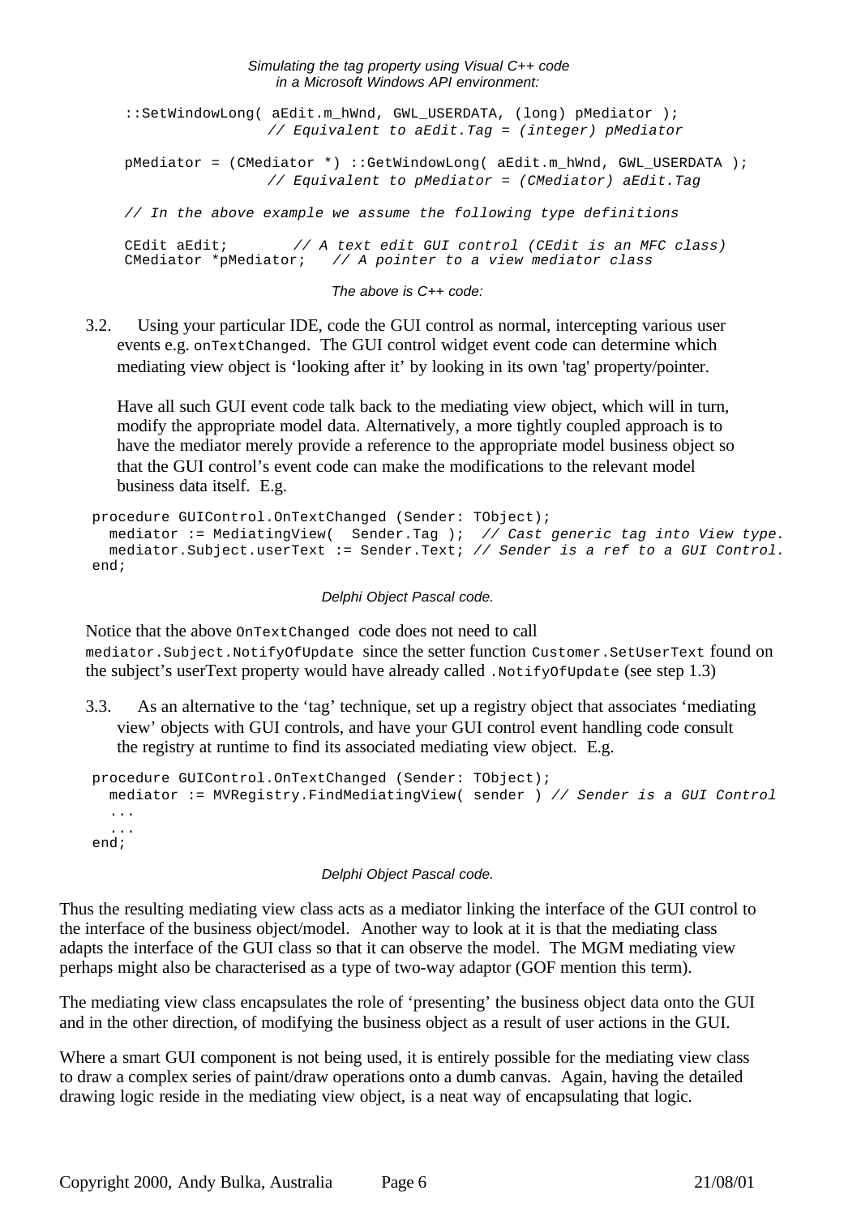*Simulating the tag property using Visual C++ code in a Microsoft Windows API environment:*

```
::SetWindowLong( aEdit.m_hWnd, GWL_USERDATA, (long) pMediator );
                // Equivalent to aEdit.Tag = (integer) pMediator

pMediator = (CMediator *) ::GetWindowLong( aEdit.m_hWnd, GWL_USERDATA );
                // Equivalent to pMediator = (CMediator) aEdit.Tag

// In the above example we assume the following type definitions

CEdit aEdit;          // A text edit GUI control (CEdit is an MFC class)
CMediator *pMediator;   // A pointer to a view mediator class
```

*The above is C++ code:*

3.2. Using your particular IDE, code the GUI control as normal, intercepting various user events e.g. `onTextChanged`. The GUI control widget event code can determine which mediating view object is 'looking after it' by looking in its own 'tag' property/pointer.

Have all such GUI event code talk back to the mediating view object, which will in turn, modify the appropriate model data. Alternatively, a more tightly coupled approach is to have the mediator merely provide a reference to the appropriate model business object so that the GUI control's event code can make the modifications to the relevant model business data itself. E.g.

```
procedure GUIControl.OnTextChanged (Sender: TObject);
  mediator := MediatingView(  Sender.Tag );  // Cast generic tag into View type.
  mediator.Subject.userText := Sender.Text; // Sender is a ref to a GUI Control.
end;
```

*Delphi Object Pascal code.*

Notice that the above `OnTextChanged` code does not need to call `mediator.Subject.NotifyOfUpdate` since the setter function `Customer.SetUserText` found on the subject's userText property would have already called `.NotifyOfUpdate` (see step 1.3)

3.3. As an alternative to the 'tag' technique, set up a registry object that associates 'mediating view' objects with GUI controls, and have your GUI control event handling code consult the registry at runtime to find its associated mediating view object. E.g.

```
procedure GUIControl.OnTextChanged (Sender: TObject);
  mediator := MVRegistry.FindMediatingView( sender ) // Sender is a GUI Control
  ...
  ...
end;
```

*Delphi Object Pascal code.*

Thus the resulting mediating view class acts as a mediator linking the interface of the GUI control to the interface of the business object/model. Another way to look at it is that the mediating class adapts the interface of the GUI class so that it can observe the model. The MGM mediating view perhaps might also be characterised as a type of two-way adaptor (GOF mention this term).

The mediating view class encapsulates the role of 'presenting' the business object data onto the GUI and in the other direction, of modifying the business object as a result of user actions in the GUI.

Where a smart GUI component is not being used, it is entirely possible for the mediating view class to draw a complex series of paint/draw operations onto a dumb canvas. Again, having the detailed drawing logic reside in the mediating view object, is a neat way of encapsulating that logic.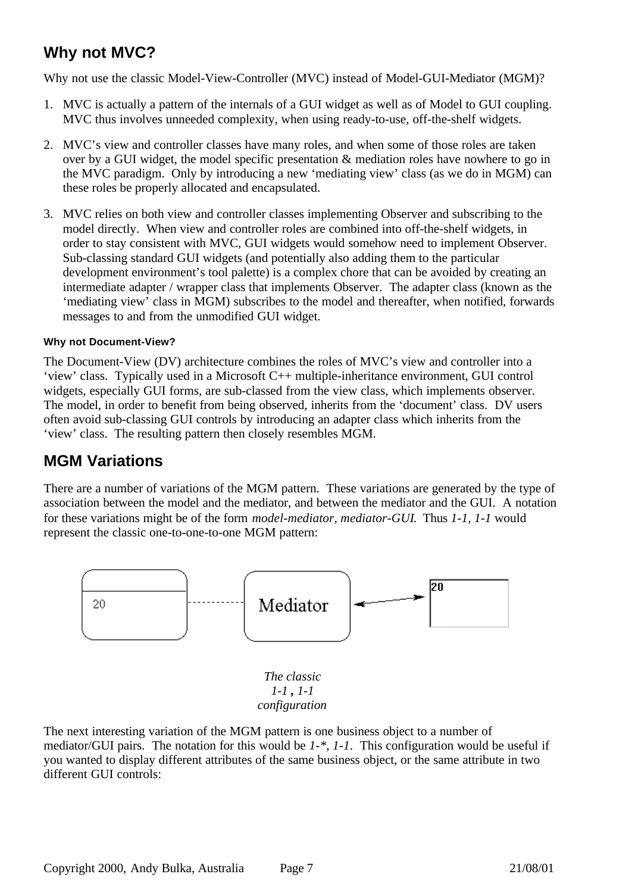## Why not MVC?

Why not use the classic Model-View-Controller (MVC) instead of Model-GUI-Mediator (MGM)?

1. MVC is actually a pattern of the internals of a GUI widget as well as of Model to GUI coupling. MVC thus involves unneeded complexity, when using ready-to-use, off-the-shelf widgets.

2. MVC's view and controller classes have many roles, and when some of those roles are taken over by a GUI widget, the model specific presentation & mediation roles have nowhere to go in the MVC paradigm. Only by introducing a new 'mediating view' class (as we do in MGM) can these roles be properly allocated and encapsulated.

3. MVC relies on both view and controller classes implementing Observer and subscribing to the model directly. When view and controller roles are combined into off-the-shelf widgets, in order to stay consistent with MVC, GUI widgets would somehow need to implement Observer. Sub-classing standard GUI widgets (and potentially also adding them to the particular development environment's tool palette) is a complex chore that can be avoided by creating an intermediate adapter / wrapper class that implements Observer. The adapter class (known as the 'mediating view' class in MGM) subscribes to the model and thereafter, when notified, forwards messages to and from the unmodified GUI widget.

#### Why not Document-View?

The Document-View (DV) architecture combines the roles of MVC's view and controller into a 'view' class. Typically used in a Microsoft C++ multiple-inheritance environment, GUI control widgets, especially GUI forms, are sub-classed from the view class, which implements observer. The model, in order to benefit from being observed, inherits from the 'document' class. DV users often avoid sub-classing GUI controls by introducing an adapter class which inherits from the 'view' class. The resulting pattern then closely resembles MGM.

## MGM Variations

There are a number of variations of the MGM pattern. These variations are generated by the type of association between the model and the mediator, and between the mediator and the GUI. A notation for these variations might be of the form *model-mediator, mediator-GUI.* Thus *1-1, 1-1* would represent the classic one-to-one-to-one MGM pattern:

20 ---------- Mediator ⟷ 20

*The classic*
*1-1 , 1-1*
*configuration*

The next interesting variation of the MGM pattern is one business object to a number of mediator/GUI pairs. The notation for this would be *1-\*, 1-1*. This configuration would be useful if you wanted to display different attributes of the same business object, or the same attribute in two different GUI controls: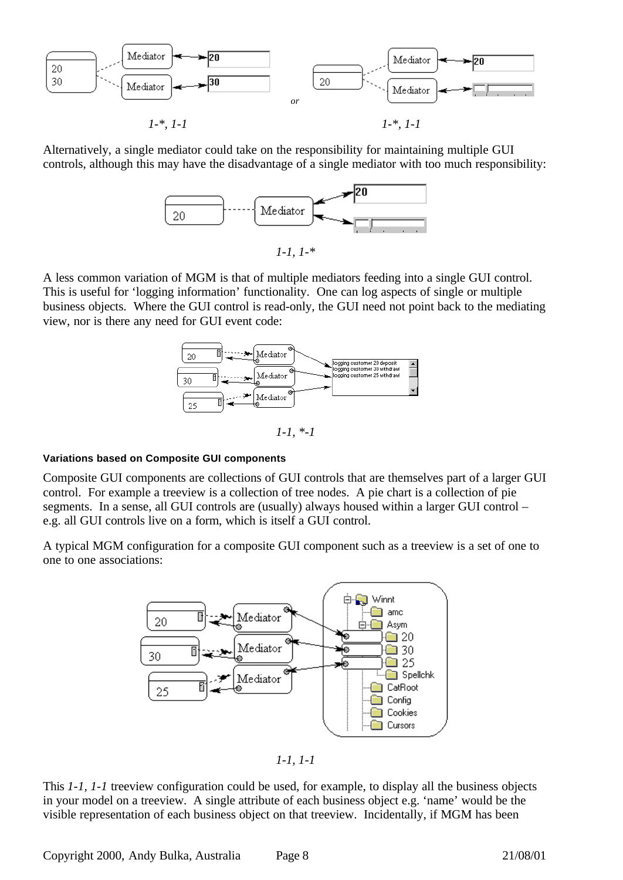*1-\*, 1-1* *1-\*, 1-1*

Alternatively, a single mediator could take on the responsibility for maintaining multiple GUI controls, although this may have the disadvantage of a single mediator with too much responsibility:

*1-1, 1-\**

A less common variation of MGM is that of multiple mediators feeding into a single GUI control. This is useful for 'logging information' functionality. One can log aspects of single or multiple business objects. Where the GUI control is read-only, the GUI need not point back to the mediating view, nor is there any need for GUI event code:

*1-1, \*-1*

#### Variations based on Composite GUI components

Composite GUI components are collections of GUI controls that are themselves part of a larger GUI control. For example a treeview is a collection of tree nodes. A pie chart is a collection of pie segments. In a sense, all GUI controls are (usually) always housed within a larger GUI control – e.g. all GUI controls live on a form, which is itself a GUI control.

A typical MGM configuration for a composite GUI component such as a treeview is a set of one to one to one associations:

*1-1, 1-1*

This *1-1, 1-1* treeview configuration could be used, for example, to display all the business objects in your model on a treeview. A single attribute of each business object e.g. 'name' would be the visible representation of each business object on that treeview. Incidentally, if MGM has been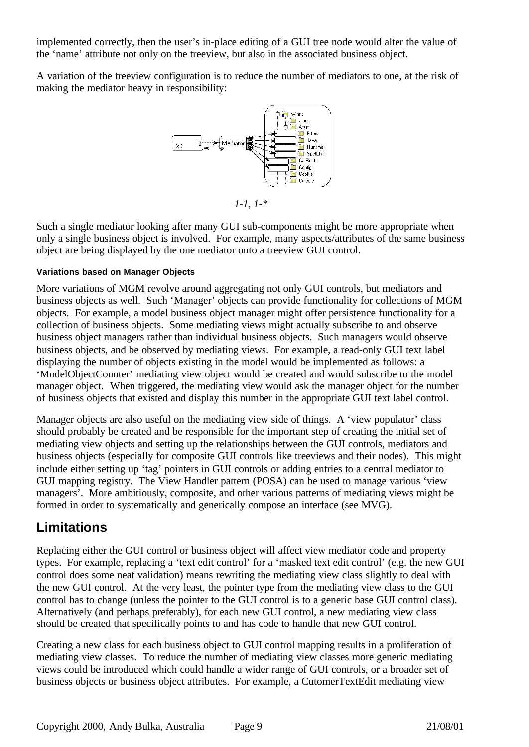implemented correctly, then the user's in-place editing of a GUI tree node would alter the value of the 'name' attribute not only on the treeview, but also in the associated business object.

A variation of the treeview configuration is to reduce the number of mediators to one, at the risk of making the mediator heavy in responsibility:

*1-1, 1-**

Such a single mediator looking after many GUI sub-components might be more appropriate when only a single business object is involved. For example, many aspects/attributes of the same business object are being displayed by the one mediator onto a treeview GUI control.

#### Variations based on Manager Objects

More variations of MGM revolve around aggregating not only GUI controls, but mediators and business objects as well. Such 'Manager' objects can provide functionality for collections of MGM objects. For example, a model business object manager might offer persistence functionality for a collection of business objects. Some mediating views might actually subscribe to and observe business object managers rather than individual business objects. Such managers would observe business objects, and be observed by mediating views. For example, a read-only GUI text label displaying the number of objects existing in the model would be implemented as follows: a 'ModelObjectCounter' mediating view object would be created and would subscribe to the model manager object. When triggered, the mediating view would ask the manager object for the number of business objects that existed and display this number in the appropriate GUI text label control.

Manager objects are also useful on the mediating view side of things. A 'view populator' class should probably be created and be responsible for the important step of creating the initial set of mediating view objects and setting up the relationships between the GUI controls, mediators and business objects (especially for composite GUI controls like treeviews and their nodes). This might include either setting up 'tag' pointers in GUI controls or adding entries to a central mediator to GUI mapping registry. The View Handler pattern (POSA) can be used to manage various 'view managers'. More ambitiously, composite, and other various patterns of mediating views might be formed in order to systematically and generically compose an interface (see MVG).

## Limitations

Replacing either the GUI control or business object will affect view mediator code and property types. For example, replacing a 'text edit control' for a 'masked text edit control' (e.g. the new GUI control does some neat validation) means rewriting the mediating view class slightly to deal with the new GUI control. At the very least, the pointer type from the mediating view class to the GUI control has to change (unless the pointer to the GUI control is to a generic base GUI control class). Alternatively (and perhaps preferably), for each new GUI control, a new mediating view class should be created that specifically points to and has code to handle that new GUI control.

Creating a new class for each business object to GUI control mapping results in a proliferation of mediating view classes. To reduce the number of mediating view classes more generic mediating views could be introduced which could handle a wider range of GUI controls, or a broader set of business objects or business object attributes. For example, a CutomerTextEdit mediating view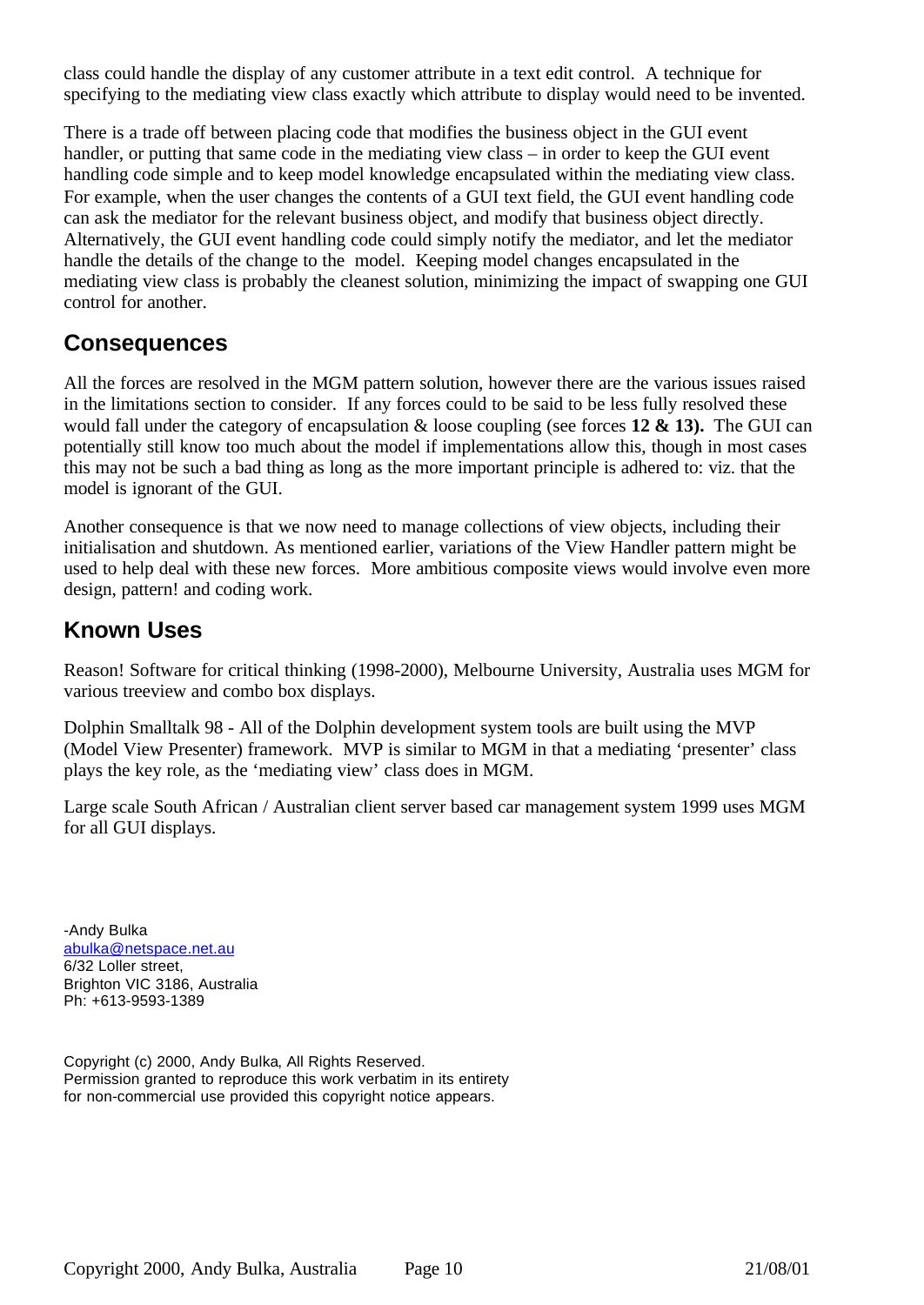class could handle the display of any customer attribute in a text edit control. A technique for specifying to the mediating view class exactly which attribute to display would need to be invented.

There is a trade off between placing code that modifies the business object in the GUI event handler, or putting that same code in the mediating view class – in order to keep the GUI event handling code simple and to keep model knowledge encapsulated within the mediating view class. For example, when the user changes the contents of a GUI text field, the GUI event handling code can ask the mediator for the relevant business object, and modify that business object directly. Alternatively, the GUI event handling code could simply notify the mediator, and let the mediator handle the details of the change to the model. Keeping model changes encapsulated in the mediating view class is probably the cleanest solution, minimizing the impact of swapping one GUI control for another.

## Consequences

All the forces are resolved in the MGM pattern solution, however there are the various issues raised in the limitations section to consider. If any forces could to be said to be less fully resolved these would fall under the category of encapsulation & loose coupling (see forces **12 & 13).** The GUI can potentially still know too much about the model if implementations allow this, though in most cases this may not be such a bad thing as long as the more important principle is adhered to: viz. that the model is ignorant of the GUI.

Another consequence is that we now need to manage collections of view objects, including their initialisation and shutdown. As mentioned earlier, variations of the View Handler pattern might be used to help deal with these new forces. More ambitious composite views would involve even more design, pattern! and coding work.

## Known Uses

Reason! Software for critical thinking (1998-2000), Melbourne University, Australia uses MGM for various treeview and combo box displays.

Dolphin Smalltalk 98 - All of the Dolphin development system tools are built using the MVP (Model View Presenter) framework. MVP is similar to MGM in that a mediating 'presenter' class plays the key role, as the 'mediating view' class does in MGM.

Large scale South African / Australian client server based car management system 1999 uses MGM for all GUI displays.

-Andy Bulka
abulka@netspace.net.au
6/32 Loller street,
Brighton VIC 3186, Australia
Ph: +613-9593-1389

Copyright (c) 2000, Andy Bulka, All Rights Reserved.
Permission granted to reproduce this work verbatim in its entirety
for non-commercial use provided this copyright notice appears.